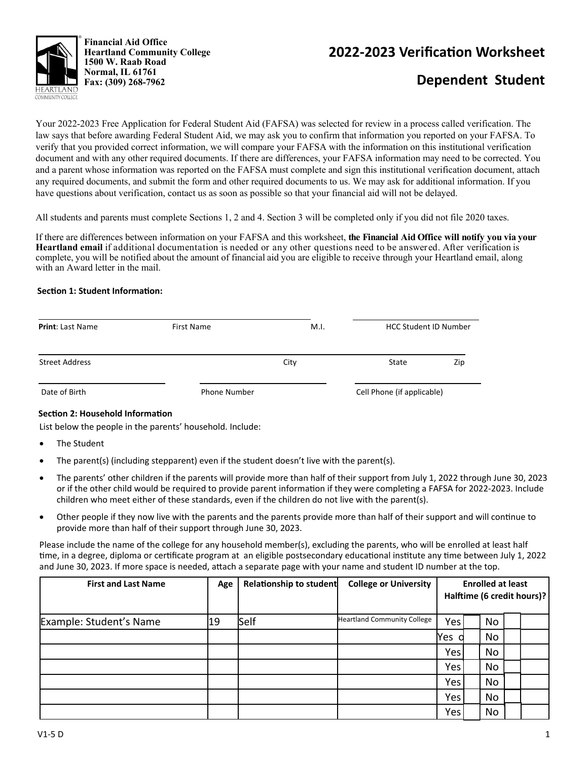**Financial Aid Office**
**Heartland Community College**
**1500 W. Raab Road**
**Normal, IL 61761**
**Fax: (309) 268-7962**

# 2022-2023 Verification Worksheet

## Dependent Student

Your 2022-2023 Free Application for Federal Student Aid (FAFSA) was selected for review in a process called verification. The law says that before awarding Federal Student Aid, we may ask you to confirm that information you reported on your FAFSA. To verify that you provided correct information, we will compare your FAFSA with the information on this institutional verification document and with any other required documents. If there are differences, your FAFSA information may need to be corrected. You and a parent whose information was reported on the FAFSA must complete and sign this institutional verification document, attach any required documents, and submit the form and other required documents to us. We may ask for additional information. If you have questions about verification, contact us as soon as possible so that your financial aid will not be delayed.

All students and parents must complete Sections 1, 2 and 4. Section 3 will be completed only if you did not file 2020 taxes.

If there are differences between information on your FAFSA and this worksheet, **the Financial Aid Office will notify you via your Heartland email** if additional documentation is needed or any other questions need to be answered. After verification is complete, you will be notified about the amount of financial aid you are eligible to receive through your Heartland email, along with an Award letter in the mail.

### Section 1: Student Information:

**Print**: Last Name _______________ First Name _______________ M.I. _____ HCC Student ID Number _______________

Street Address _______________ City _______________ State _____ Zip _____

Date of Birth _______________ Phone Number _______________ Cell Phone (if applicable) _______________

### Section 2: Household Information

List below the people in the parents' household. Include:

- The Student
- The parent(s) (including stepparent) even if the student doesn't live with the parent(s).
- The parents' other children if the parents will provide more than half of their support from July 1, 2022 through June 30, 2023 or if the other child would be required to provide parent information if they were completing a FAFSA for 2022-2023. Include children who meet either of these standards, even if the children do not live with the parent(s).
- Other people if they now live with the parents and the parents provide more than half of their support and will continue to provide more than half of their support through June 30, 2023.

Please include the name of the college for any household member(s), excluding the parents, who will be enrolled at least half time, in a degree, diploma or certificate program at an eligible postsecondary educational institute any time between July 1, 2022 and June 30, 2023. If more space is needed, attach a separate page with your name and student ID number at the top.

| First and Last Name | Age | Relationship to student | College or University | Enrolled at least Halftime (6 credit hours)? |
|---|---|---|---|---|
| Example: Student's Name | 19 | Self | Heartland Community College | Yes ☐ No ☐ |
| | | | | Yes ☐ No ☐ |
| | | | | Yes ☐ No ☐ |
| | | | | Yes ☐ No ☐ |
| | | | | Yes ☐ No ☐ |
| | | | | Yes ☐ No ☐ |
| | | | | Yes ☐ No ☐ |

V1-5 D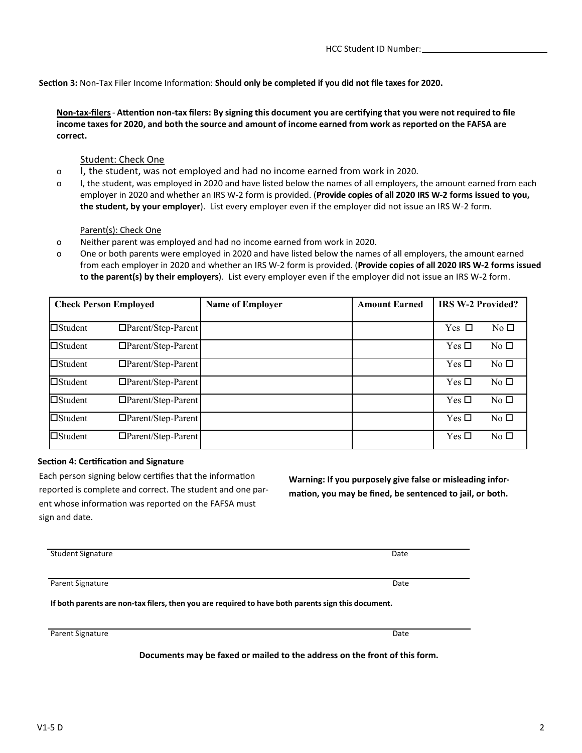HCC Student ID Number: ___________________________

**Section 3:** Non-Tax Filer Income Information: **Should only be completed if you did not file taxes for 2020.**

**Non-tax-filers - Attention non-tax filers: By signing this document you are certifying that you were not required to file income taxes for 2020, and both the source and amount of income earned from work as reported on the FAFSA are correct.**

Student: Check One

- o I, the student, was not employed and had no income earned from work in 2020.
- o I, the student, was employed in 2020 and have listed below the names of all employers, the amount earned from each employer in 2020 and whether an IRS W-2 form is provided. (**Provide copies of all 2020 IRS W-2 forms issued to you, the student, by your employer**). List every employer even if the employer did not issue an IRS W-2 form.

Parent(s): Check One

- o Neither parent was employed and had no income earned from work in 2020.
- o One or both parents were employed in 2020 and have listed below the names of all employers, the amount earned from each employer in 2020 and whether an IRS W-2 form is provided. (**Provide copies of all 2020 IRS W-2 forms issued to the parent(s) by their employers**). List every employer even if the employer did not issue an IRS W-2 form.

| Check Person Employed | | Name of Employer | Amount Earned | IRS W-2 Provided? | |
|---|---|---|---|---|---|
| ☐Student | ☐Parent/Step-Parent | | | Yes ☐ | No ☐ |
| ☐Student | ☐Parent/Step-Parent | | | Yes ☐ | No ☐ |
| ☐Student | ☐Parent/Step-Parent | | | Yes ☐ | No ☐ |
| ☐Student | ☐Parent/Step-Parent | | | Yes ☐ | No ☐ |
| ☐Student | ☐Parent/Step-Parent | | | Yes ☐ | No ☐ |
| ☐Student | ☐Parent/Step-Parent | | | Yes ☐ | No ☐ |
| ☐Student | ☐Parent/Step-Parent | | | Yes ☐ | No ☐ |

**Section 4: Certification and Signature**

Each person signing below certifies that the information reported is complete and correct. The student and one parent whose information was reported on the FAFSA must sign and date.

**Warning: If you purposely give false or misleading information, you may be fined, be sentenced to jail, or both.**

Student Signature _________________________________ Date __________

Parent Signature _________________________________ Date __________

**If both parents are non-tax filers, then you are required to have both parents sign this document.**

Parent Signature _________________________________ Date __________

**Documents may be faxed or mailed to the address on the front of this form.**

V1-5 D